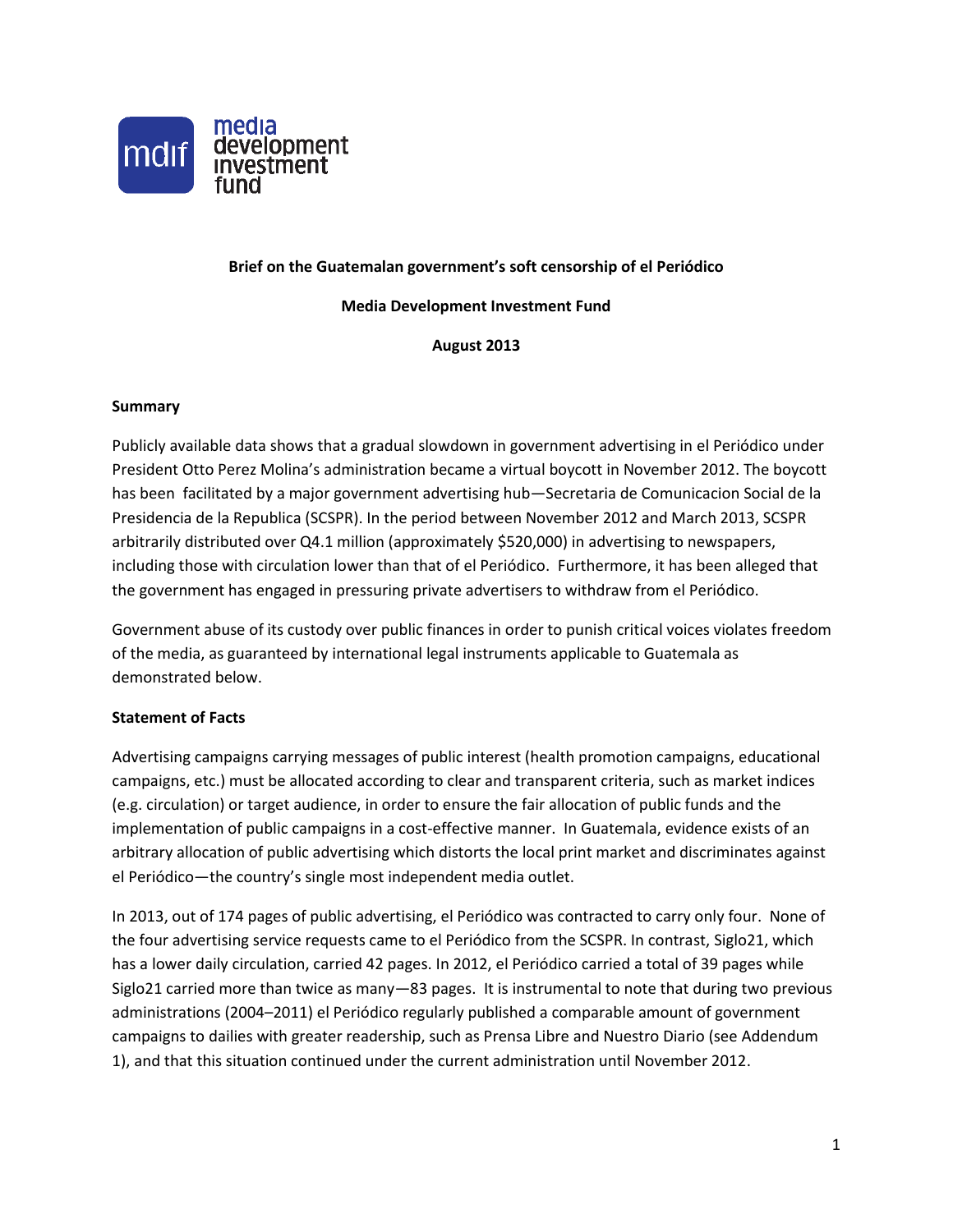**Brief on the Guatemalan government's soft censorship of el Periódico**

**Media Development Investment Fund**

**August 2013**

**Summary**

Publicly available data shows that a gradual slowdown in government advertising in el Periódico under President Otto Perez Molina's administration became a virtual boycott in November 2012. The boycott has been facilitated by a major government advertising hub—Secretaria de Comunicacion Social de la Presidencia de la Republica (SCSPR). In the period between November 2012 and March 2013, SCSPR arbitrarily distributed over Q4.1 million (approximately $520,000) in advertising to newspapers, including those with circulation lower than that of el Periódico. Furthermore, it has been alleged that the government has engaged in pressuring private advertisers to withdraw from el Periódico.

Government abuse of its custody over public finances in order to punish critical voices violates freedom of the media, as guaranteed by international legal instruments applicable to Guatemala as demonstrated below.

**Statement of Facts**

Advertising campaigns carrying messages of public interest (health promotion campaigns, educational campaigns, etc.) must be allocated according to clear and transparent criteria, such as market indices (e.g. circulation) or target audience, in order to ensure the fair allocation of public funds and the implementation of public campaigns in a cost-effective manner. In Guatemala, evidence exists of an arbitrary allocation of public advertising which distorts the local print market and discriminates against el Periódico—the country's single most independent media outlet.

In 2013, out of 174 pages of public advertising, el Periódico was contracted to carry only four. None of the four advertising service requests came to el Periódico from the SCSPR. In contrast, Siglo21, which has a lower daily circulation, carried 42 pages. In 2012, el Periódico carried a total of 39 pages while Siglo21 carried more than twice as many—83 pages. It is instrumental to note that during two previous administrations (2004–2011) el Periódico regularly published a comparable amount of government campaigns to dailies with greater readership, such as Prensa Libre and Nuestro Diario (see Addendum 1), and that this situation continued under the current administration until November 2012.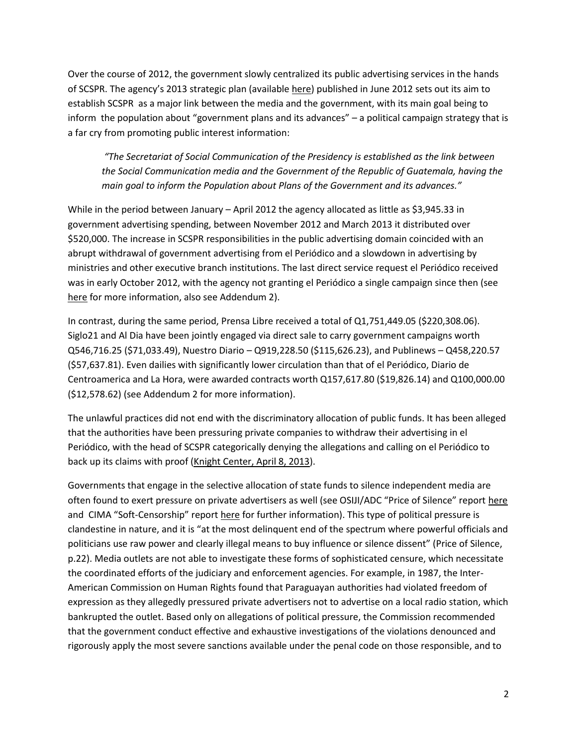Over the course of 2012, the government slowly centralized its public advertising services in the hands of SCSPR. The agency's 2013 strategic plan (available here) published in June 2012 sets out its aim to establish SCSPR as a major link between the media and the government, with its main goal being to inform the population about "government plans and its advances" – a political campaign strategy that is a far cry from promoting public interest information:

> *"The Secretariat of Social Communication of the Presidency is established as the link between the Social Communication media and the Government of the Republic of Guatemala, having the main goal to inform the Population about Plans of the Government and its advances."*

While in the period between January – April 2012 the agency allocated as little as $3,945.33 in government advertising spending, between November 2012 and March 2013 it distributed over $520,000. The increase in SCSPR responsibilities in the public advertising domain coincided with an abrupt withdrawal of government advertising from el Periódico and a slowdown in advertising by ministries and other executive branch institutions. The last direct service request el Periódico received was in early October 2012, with the agency not granting el Periódico a single campaign since then (see here for more information, also see Addendum 2).

In contrast, during the same period, Prensa Libre received a total of Q1,751,449.05 ($220,308.06). Siglo21 and Al Dia have been jointly engaged via direct sale to carry government campaigns worth Q546,716.25 ($71,033.49), Nuestro Diario – Q919,228.50 ($115,626.23), and Publinews – Q458,220.57 ($57,637.81). Even dailies with significantly lower circulation than that of el Periódico, Diario de Centroamerica and La Hora, were awarded contracts worth Q157,617.80 ($19,826.14) and Q100,000.00 ($12,578.62) (see Addendum 2 for more information).

The unlawful practices did not end with the discriminatory allocation of public funds. It has been alleged that the authorities have been pressuring private companies to withdraw their advertising in el Periódico, with the head of SCSPR categorically denying the allegations and calling on el Periódico to back up its claims with proof (Knight Center, April 8, 2013).

Governments that engage in the selective allocation of state funds to silence independent media are often found to exert pressure on private advertisers as well (see OSIJI/ADC "Price of Silence" report here and CIMA "Soft-Censorship" report here for further information). This type of political pressure is clandestine in nature, and it is "at the most delinquent end of the spectrum where powerful officials and politicians use raw power and clearly illegal means to buy influence or silence dissent" (Price of Silence, p.22). Media outlets are not able to investigate these forms of sophisticated censure, which necessitate the coordinated efforts of the judiciary and enforcement agencies. For example, in 1987, the Inter-American Commission on Human Rights found that Paraguayan authorities had violated freedom of expression as they allegedly pressured private advertisers not to advertise on a local radio station, which bankrupted the outlet. Based only on allegations of political pressure, the Commission recommended that the government conduct effective and exhaustive investigations of the violations denounced and rigorously apply the most severe sanctions available under the penal code on those responsible, and to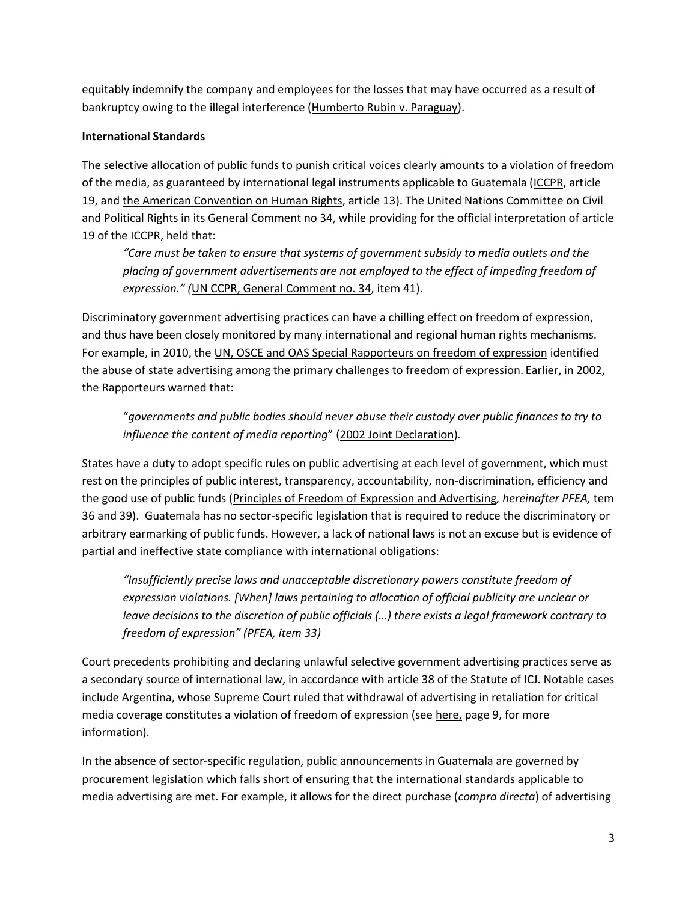equitably indemnify the company and employees for the losses that may have occurred as a result of bankruptcy owing to the illegal interference (Humberto Rubin v. Paraguay).

**International Standards**

The selective allocation of public funds to punish critical voices clearly amounts to a violation of freedom of the media, as guaranteed by international legal instruments applicable to Guatemala (ICCPR, article 19, and the American Convention on Human Rights, article 13). The United Nations Committee on Civil and Political Rights in its General Comment no 34, while providing for the official interpretation of article 19 of the ICCPR, held that:

> *"Care must be taken to ensure that systems of government subsidy to media outlets and the placing of government advertisements are not employed to the effect of impeding freedom of expression." (*UN CCPR, General Comment no. 34*, item 41).

Discriminatory government advertising practices can have a chilling effect on freedom of expression, and thus have been closely monitored by many international and regional human rights mechanisms. For example, in 2010, the UN, OSCE and OAS Special Rapporteurs on freedom of expression identified the abuse of state advertising among the primary challenges to freedom of expression. Earlier, in 2002, the Rapporteurs warned that:

> "*governments and public bodies should never abuse their custody over public finances to try to influence the content of media reporting*" (2002 Joint Declaration)*.*

States have a duty to adopt specific rules on public advertising at each level of government, which must rest on the principles of public interest, transparency, accountability, non-discrimination, efficiency and the good use of public funds (Principles of Freedom of Expression and Advertising*, hereinafter PFEA,* tem 36 and 39). Guatemala has no sector-specific legislation that is required to reduce the discriminatory or arbitrary earmarking of public funds. However, a lack of national laws is not an excuse but is evidence of partial and ineffective state compliance with international obligations:

> *"Insufficiently precise laws and unacceptable discretionary powers constitute freedom of expression violations. [When] laws pertaining to allocation of official publicity are unclear or leave decisions to the discretion of public officials (…) there exists a legal framework contrary to freedom of expression" (PFEA, item 33)*

Court precedents prohibiting and declaring unlawful selective government advertising practices serve as a secondary source of international law, in accordance with article 38 of the Statute of ICJ. Notable cases include Argentina, whose Supreme Court ruled that withdrawal of advertising in retaliation for critical media coverage constitutes a violation of freedom of expression (see here, page 9, for more information).

In the absence of sector-specific regulation, public announcements in Guatemala are governed by procurement legislation which falls short of ensuring that the international standards applicable to media advertising are met. For example, it allows for the direct purchase (*compra directa*) of advertising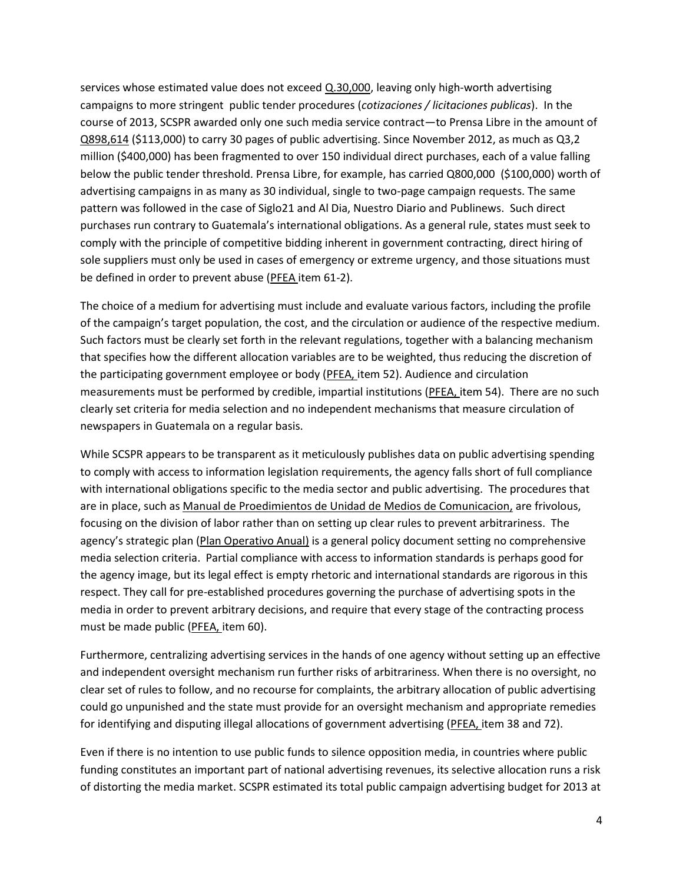services whose estimated value does not exceed Q.30,000, leaving only high-worth advertising campaigns to more stringent public tender procedures (*cotizaciones / licitaciones publicas*). In the course of 2013, SCSPR awarded only one such media service contract—to Prensa Libre in the amount of Q898,614 ($113,000) to carry 30 pages of public advertising. Since November 2012, as much as Q3,2 million ($400,000) has been fragmented to over 150 individual direct purchases, each of a value falling below the public tender threshold. Prensa Libre, for example, has carried Q800,000 ($100,000) worth of advertising campaigns in as many as 30 individual, single to two-page campaign requests. The same pattern was followed in the case of Siglo21 and Al Dia, Nuestro Diario and Publinews. Such direct purchases run contrary to Guatemala's international obligations. As a general rule, states must seek to comply with the principle of competitive bidding inherent in government contracting, direct hiring of sole suppliers must only be used in cases of emergency or extreme urgency, and those situations must be defined in order to prevent abuse (PFEA item 61-2).

The choice of a medium for advertising must include and evaluate various factors, including the profile of the campaign's target population, the cost, and the circulation or audience of the respective medium. Such factors must be clearly set forth in the relevant regulations, together with a balancing mechanism that specifies how the different allocation variables are to be weighted, thus reducing the discretion of the participating government employee or body (PFEA, item 52). Audience and circulation measurements must be performed by credible, impartial institutions (PFEA, item 54). There are no such clearly set criteria for media selection and no independent mechanisms that measure circulation of newspapers in Guatemala on a regular basis.

While SCSPR appears to be transparent as it meticulously publishes data on public advertising spending to comply with access to information legislation requirements, the agency falls short of full compliance with international obligations specific to the media sector and public advertising. The procedures that are in place, such as Manual de Proedimientos de Unidad de Medios de Comunicacion, are frivolous, focusing on the division of labor rather than on setting up clear rules to prevent arbitrariness. The agency's strategic plan (Plan Operativo Anual) is a general policy document setting no comprehensive media selection criteria. Partial compliance with access to information standards is perhaps good for the agency image, but its legal effect is empty rhetoric and international standards are rigorous in this respect. They call for pre-established procedures governing the purchase of advertising spots in the media in order to prevent arbitrary decisions, and require that every stage of the contracting process must be made public (PFEA, item 60).

Furthermore, centralizing advertising services in the hands of one agency without setting up an effective and independent oversight mechanism run further risks of arbitrariness. When there is no oversight, no clear set of rules to follow, and no recourse for complaints, the arbitrary allocation of public advertising could go unpunished and the state must provide for an oversight mechanism and appropriate remedies for identifying and disputing illegal allocations of government advertising (PFEA, item 38 and 72).

Even if there is no intention to use public funds to silence opposition media, in countries where public funding constitutes an important part of national advertising revenues, its selective allocation runs a risk of distorting the media market. SCSPR estimated its total public campaign advertising budget for 2013 at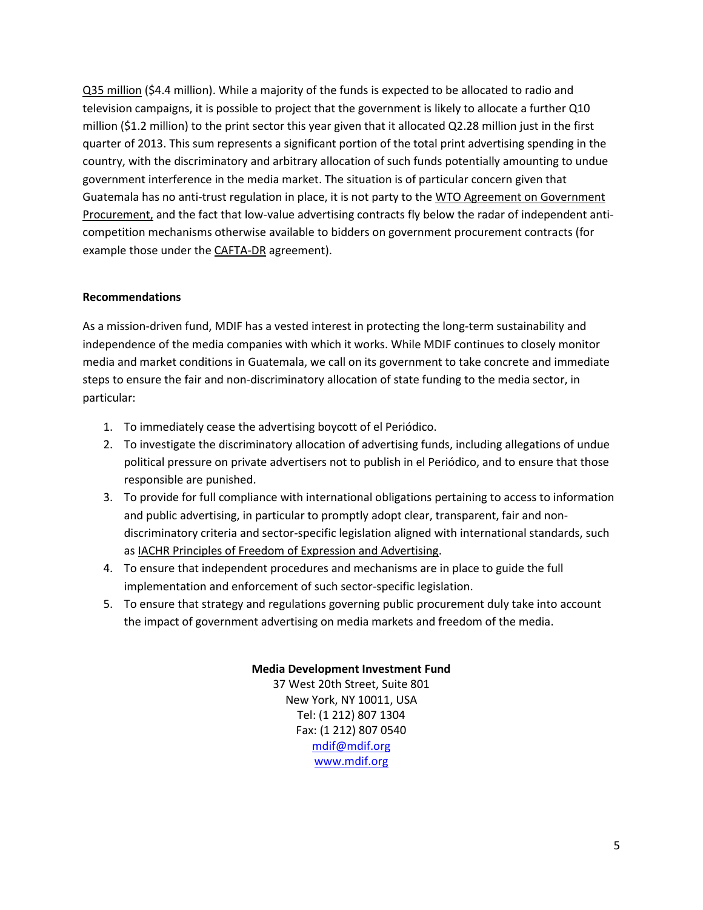Q35 million ($4.4 million). While a majority of the funds is expected to be allocated to radio and television campaigns, it is possible to project that the government is likely to allocate a further Q10 million ($1.2 million) to the print sector this year given that it allocated Q2.28 million just in the first quarter of 2013. This sum represents a significant portion of the total print advertising spending in the country, with the discriminatory and arbitrary allocation of such funds potentially amounting to undue government interference in the media market. The situation is of particular concern given that Guatemala has no anti-trust regulation in place, it is not party to the WTO Agreement on Government Procurement, and the fact that low-value advertising contracts fly below the radar of independent anti-competition mechanisms otherwise available to bidders on government procurement contracts (for example those under the CAFTA-DR agreement).

**Recommendations**

As a mission-driven fund, MDIF has a vested interest in protecting the long-term sustainability and independence of the media companies with which it works. While MDIF continues to closely monitor media and market conditions in Guatemala, we call on its government to take concrete and immediate steps to ensure the fair and non-discriminatory allocation of state funding to the media sector, in particular:

1. To immediately cease the advertising boycott of el Periódico.
2. To investigate the discriminatory allocation of advertising funds, including allegations of undue political pressure on private advertisers not to publish in el Periódico, and to ensure that those responsible are punished.
3. To provide for full compliance with international obligations pertaining to access to information and public advertising, in particular to promptly adopt clear, transparent, fair and non-discriminatory criteria and sector-specific legislation aligned with international standards, such as IACHR Principles of Freedom of Expression and Advertising.
4. To ensure that independent procedures and mechanisms are in place to guide the full implementation and enforcement of such sector-specific legislation.
5. To ensure that strategy and regulations governing public procurement duly take into account the impact of government advertising on media markets and freedom of the media.

**Media Development Investment Fund**
37 West 20th Street, Suite 801
New York, NY 10011, USA
Tel: (1 212) 807 1304
Fax: (1 212) 807 0540
mdif@mdif.org
www.mdif.org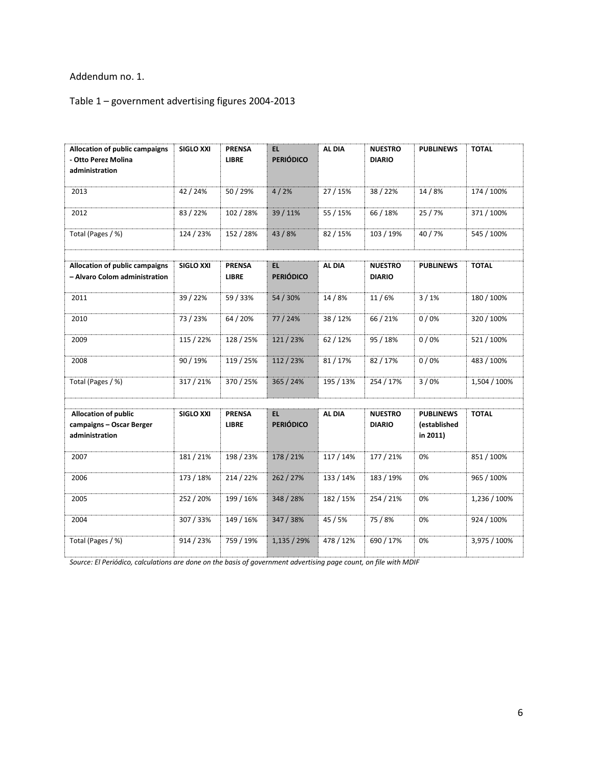Addendum no. 1.

Table 1 – government advertising figures 2004-2013

| **Allocation of public campaigns - Otto Perez Molina administration** | **SIGLO XXI** | **PRENSA LIBRE** | **EL PERIÓDICO** | **AL DIA** | **NUESTRO DIARIO** | **PUBLINEWS** | **TOTAL** |
|---|---|---|---|---|---|---|---|
| 2013 | 42 / 24% | 50 / 29% | 4 / 2% | 27 / 15% | 38 / 22% | 14 / 8% | 174 / 100% |
| 2012 | 83 / 22% | 102 / 28% | 39 / 11% | 55 / 15% | 66 / 18% | 25 / 7% | 371 / 100% |
| Total (Pages / %) | 124 / 23% | 152 / 28% | 43 / 8% | 82 / 15% | 103 / 19% | 40 / 7% | 545 / 100% |
| | | | | | | | |
| **Allocation of public campaigns – Alvaro Colom administration** | **SIGLO XXI** | **PRENSA LIBRE** | **EL PERIÓDICO** | **AL DIA** | **NUESTRO DIARIO** | **PUBLINEWS** | **TOTAL** |
| 2011 | 39 / 22% | 59 / 33% | 54 / 30% | 14 / 8% | 11 / 6% | 3 / 1% | 180 / 100% |
| 2010 | 73 / 23% | 64 / 20% | 77 / 24% | 38 / 12% | 66 / 21% | 0 / 0% | 320 / 100% |
| 2009 | 115 / 22% | 128 / 25% | 121 / 23% | 62 / 12% | 95 / 18% | 0 / 0% | 521 / 100% |
| 2008 | 90 / 19% | 119 / 25% | 112 / 23% | 81 / 17% | 82 / 17% | 0 / 0% | 483 / 100% |
| Total (Pages / %) | 317 / 21% | 370 / 25% | 365 / 24% | 195 / 13% | 254 / 17% | 3 / 0% | 1,504 / 100% |
| | | | | | | | |
| **Allocation of public campaigns – Oscar Berger administration** | **SIGLO XXI** | **PRENSA LIBRE** | **EL PERIÓDICO** | **AL DIA** | **NUESTRO DIARIO** | **PUBLINEWS (established in 2011)** | **TOTAL** |
| 2007 | 181 / 21% | 198 / 23% | 178 / 21% | 117 / 14% | 177 / 21% | 0% | 851 / 100% |
| 2006 | 173 / 18% | 214 / 22% | 262 / 27% | 133 / 14% | 183 / 19% | 0% | 965 / 100% |
| 2005 | 252 / 20% | 199 / 16% | 348 / 28% | 182 / 15% | 254 / 21% | 0% | 1,236 / 100% |
| 2004 | 307 / 33% | 149 / 16% | 347 / 38% | 45 / 5% | 75 / 8% | 0% | 924 / 100% |
| Total (Pages / %) | 914 / 23% | 759 / 19% | 1,135 / 29% | 478 / 12% | 690 / 17% | 0% | 3,975 / 100% |

*Source: El Periódico, calculations are done on the basis of government advertising page count, on file with MDIF*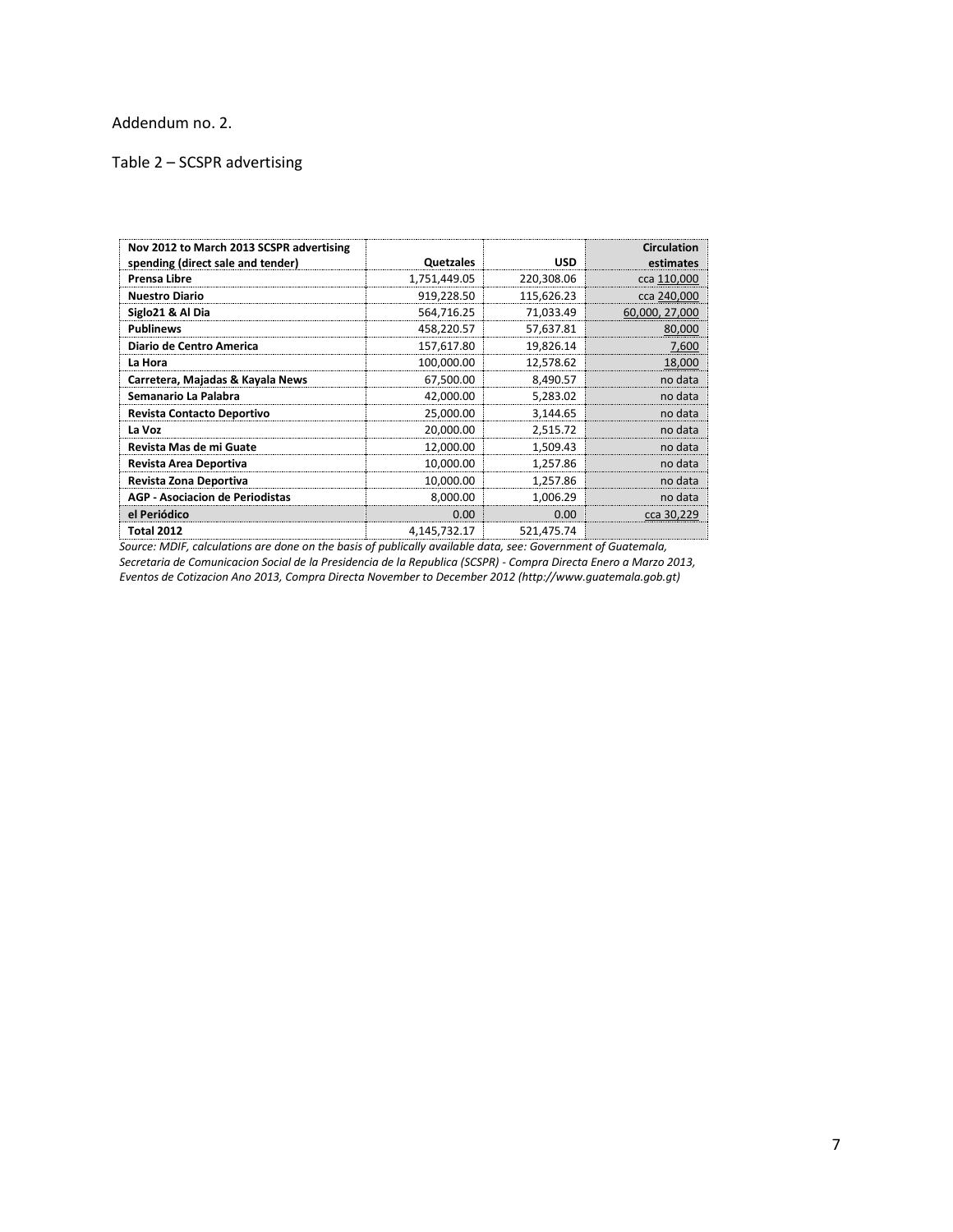Addendum no. 2.

Table 2 – SCSPR advertising

| Nov 2012 to March 2013 SCSPR advertising spending (direct sale and tender) | Quetzales | USD | Circulation estimates |
|---|---|---|---|
| **Prensa Libre** | 1,751,449.05 | 220,308.06 | cca 110,000 |
| **Nuestro Diario** | 919,228.50 | 115,626.23 | cca 240,000 |
| **Siglo21 & Al Dia** | 564,716.25 | 71,033.49 | 60,000, 27,000 |
| **Publinews** | 458,220.57 | 57,637.81 | 80,000 |
| **Diario de Centro America** | 157,617.80 | 19,826.14 | 7,600 |
| **La Hora** | 100,000.00 | 12,578.62 | 18,000 |
| **Carretera, Majadas & Kayala News** | 67,500.00 | 8,490.57 | no data |
| **Semanario La Palabra** | 42,000.00 | 5,283.02 | no data |
| **Revista Contacto Deportivo** | 25,000.00 | 3,144.65 | no data |
| **La Voz** | 20,000.00 | 2,515.72 | no data |
| **Revista Mas de mi Guate** | 12,000.00 | 1,509.43 | no data |
| **Revista Area Deportiva** | 10,000.00 | 1,257.86 | no data |
| **Revista Zona Deportiva** | 10,000.00 | 1,257.86 | no data |
| **AGP - Asociacion de Periodistas** | 8,000.00 | 1,006.29 | no data |
| **el Periódico** | 0.00 | 0.00 | cca 30,229 |
| **Total 2012** | 4,145,732.17 | 521,475.74 | |

*Source: MDIF, calculations are done on the basis of publically available data, see: Government of Guatemala, Secretaria de Comunicacion Social de la Presidencia de la Republica (SCSPR) - Compra Directa Enero a Marzo 2013, Eventos de Cotizacion Ano 2013, Compra Directa November to December 2012 (http://www.guatemala.gob.gt)*